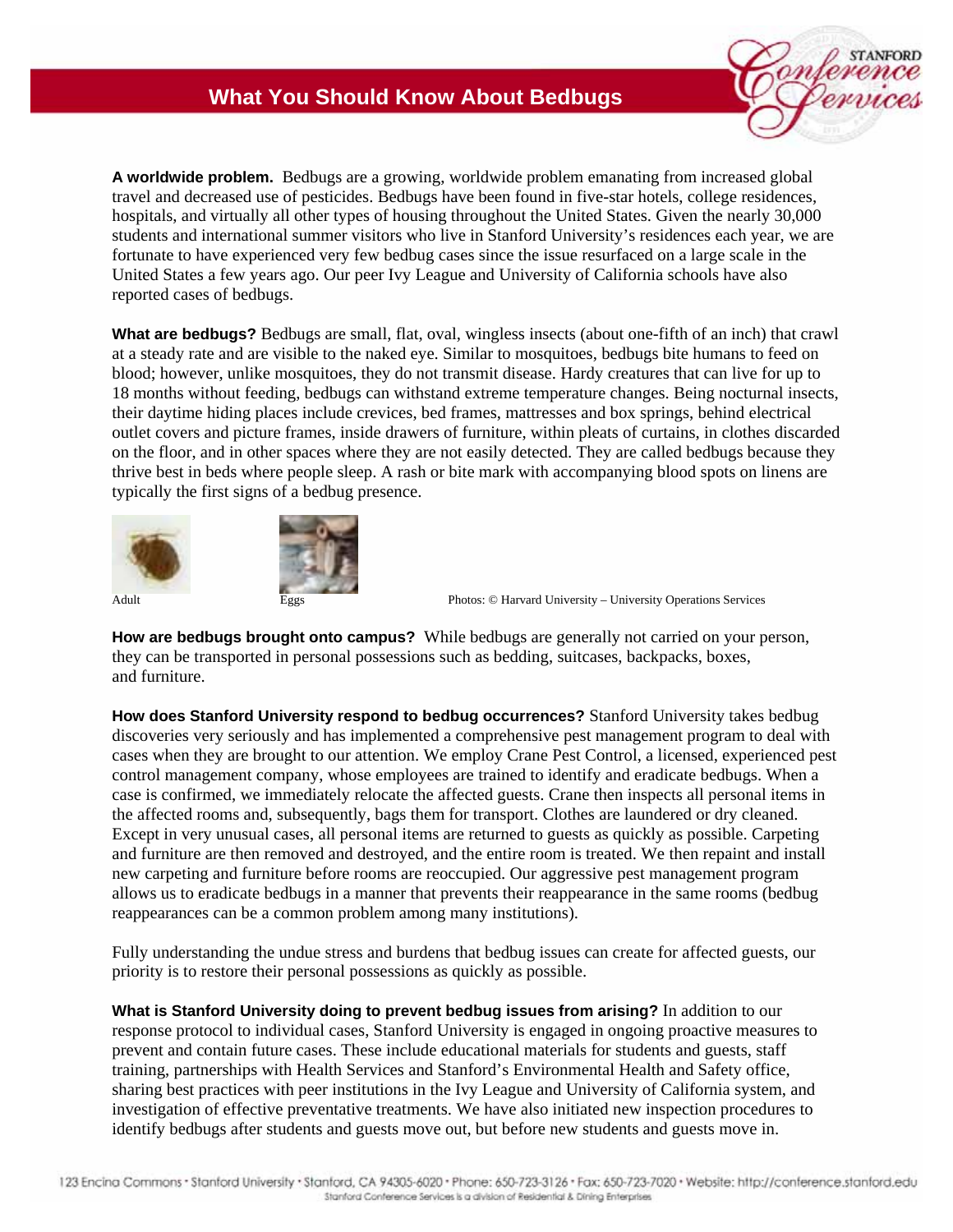# What You Should Know About Bedbugs

**A worldwide problem.** Bedbugs are a growing, worldwide problem emanating from increased global travel and decreased use of pesticides. Bedbugs have been found in five-star hotels, college residences, hospitals, and virtually all other types of housing throughout the United States. Given the nearly 30,000 students and international summer visitors who live in Stanford University's residences each year, we are fortunate to have experienced very few bedbug cases since the issue resurfaced on a large scale in the United States a few years ago. Our peer Ivy League and University of California schools have also reported cases of bedbugs.

**What are bedbugs?** Bedbugs are small, flat, oval, wingless insects (about one-fifth of an inch) that crawl at a steady rate and are visible to the naked eye. Similar to mosquitoes, bedbugs bite humans to feed on blood; however, unlike mosquitoes, they do not transmit disease. Hardy creatures that can live for up to 18 months without feeding, bedbugs can withstand extreme temperature changes. Being nocturnal insects, their daytime hiding places include crevices, bed frames, mattresses and box springs, behind electrical outlet covers and picture frames, inside drawers of furniture, within pleats of curtains, in clothes discarded on the floor, and in other spaces where they are not easily detected. They are called bedbugs because they thrive best in beds where people sleep. A rash or bite mark with accompanying blood spots on linens are typically the first signs of a bedbug presence.

Adult　　Eggs　　Photos: © Harvard University – University Operations Services

**How are bedbugs brought onto campus?** While bedbugs are generally not carried on your person, they can be transported in personal possessions such as bedding, suitcases, backpacks, boxes, and furniture.

**How does Stanford University respond to bedbug occurrences?** Stanford University takes bedbug discoveries very seriously and has implemented a comprehensive pest management program to deal with cases when they are brought to our attention. We employ Crane Pest Control, a licensed, experienced pest control management company, whose employees are trained to identify and eradicate bedbugs. When a case is confirmed, we immediately relocate the affected guests. Crane then inspects all personal items in the affected rooms and, subsequently, bags them for transport. Clothes are laundered or dry cleaned. Except in very unusual cases, all personal items are returned to guests as quickly as possible. Carpeting and furniture are then removed and destroyed, and the entire room is treated. We then repaint and install new carpeting and furniture before rooms are reoccupied. Our aggressive pest management program allows us to eradicate bedbugs in a manner that prevents their reappearance in the same rooms (bedbug reappearances can be a common problem among many institutions).

Fully understanding the undue stress and burdens that bedbug issues can create for affected guests, our priority is to restore their personal possessions as quickly as possible.

**What is Stanford University doing to prevent bedbug issues from arising?** In addition to our response protocol to individual cases, Stanford University is engaged in ongoing proactive measures to prevent and contain future cases. These include educational materials for students and guests, staff training, partnerships with Health Services and Stanford's Environmental Health and Safety office, sharing best practices with peer institutions in the Ivy League and University of California system, and investigation of effective preventative treatments. We have also initiated new inspection procedures to identify bedbugs after students and guests move out, but before new students and guests move in.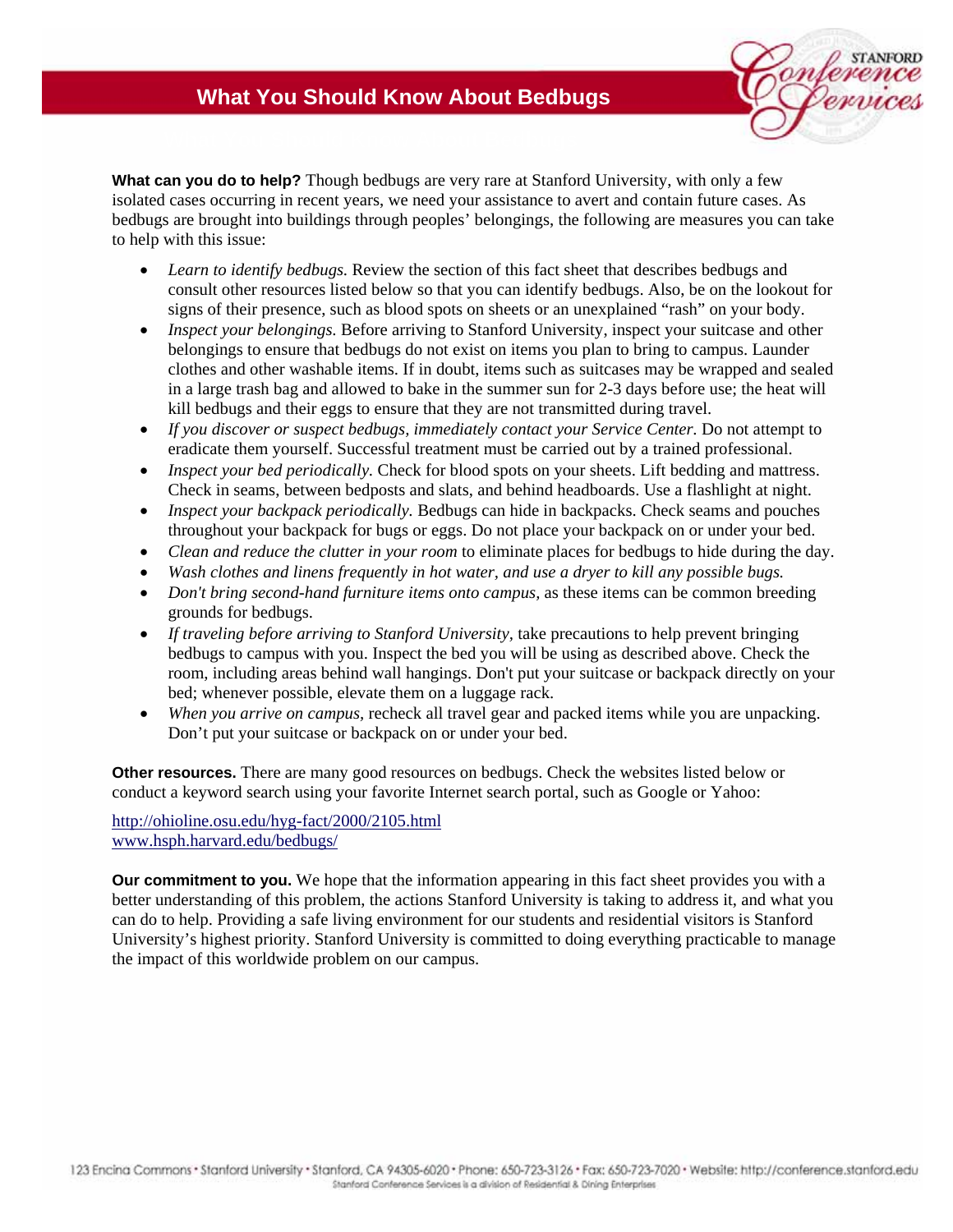# What You Should Know About Bedbugs

**What can you do to help?** Though bedbugs are very rare at Stanford University, with only a few isolated cases occurring in recent years, we need your assistance to avert and contain future cases. As bedbugs are brought into buildings through peoples' belongings, the following are measures you can take to help with this issue:

- *Learn to identify bedbugs.* Review the section of this fact sheet that describes bedbugs and consult other resources listed below so that you can identify bedbugs. Also, be on the lookout for signs of their presence, such as blood spots on sheets or an unexplained "rash" on your body.
- *Inspect your belongings.* Before arriving to Stanford University, inspect your suitcase and other belongings to ensure that bedbugs do not exist on items you plan to bring to campus. Launder clothes and other washable items. If in doubt, items such as suitcases may be wrapped and sealed in a large trash bag and allowed to bake in the summer sun for 2-3 days before use; the heat will kill bedbugs and their eggs to ensure that they are not transmitted during travel.
- *If you discover or suspect bedbugs, immediately contact your Service Center.* Do not attempt to eradicate them yourself. Successful treatment must be carried out by a trained professional.
- *Inspect your bed periodically.* Check for blood spots on your sheets. Lift bedding and mattress. Check in seams, between bedposts and slats, and behind headboards. Use a flashlight at night.
- *Inspect your backpack periodically.* Bedbugs can hide in backpacks. Check seams and pouches throughout your backpack for bugs or eggs. Do not place your backpack on or under your bed.
- *Clean and reduce the clutter in your room* to eliminate places for bedbugs to hide during the day.
- *Wash clothes and linens frequently in hot water, and use a dryer to kill any possible bugs.*
- *Don't bring second-hand furniture items onto campus*, as these items can be common breeding grounds for bedbugs.
- *If traveling before arriving to Stanford University*, take precautions to help prevent bringing bedbugs to campus with you. Inspect the bed you will be using as described above. Check the room, including areas behind wall hangings. Don't put your suitcase or backpack directly on your bed; whenever possible, elevate them on a luggage rack.
- *When you arrive on campus*, recheck all travel gear and packed items while you are unpacking. Don't put your suitcase or backpack on or under your bed.

**Other resources.** There are many good resources on bedbugs. Check the websites listed below or conduct a keyword search using your favorite Internet search portal, such as Google or Yahoo:

http://ohioline.osu.edu/hyg-fact/2000/2105.html
www.hsph.harvard.edu/bedbugs/

**Our commitment to you.** We hope that the information appearing in this fact sheet provides you with a better understanding of this problem, the actions Stanford University is taking to address it, and what you can do to help. Providing a safe living environment for our students and residential visitors is Stanford University's highest priority. Stanford University is committed to doing everything practicable to manage the impact of this worldwide problem on our campus.